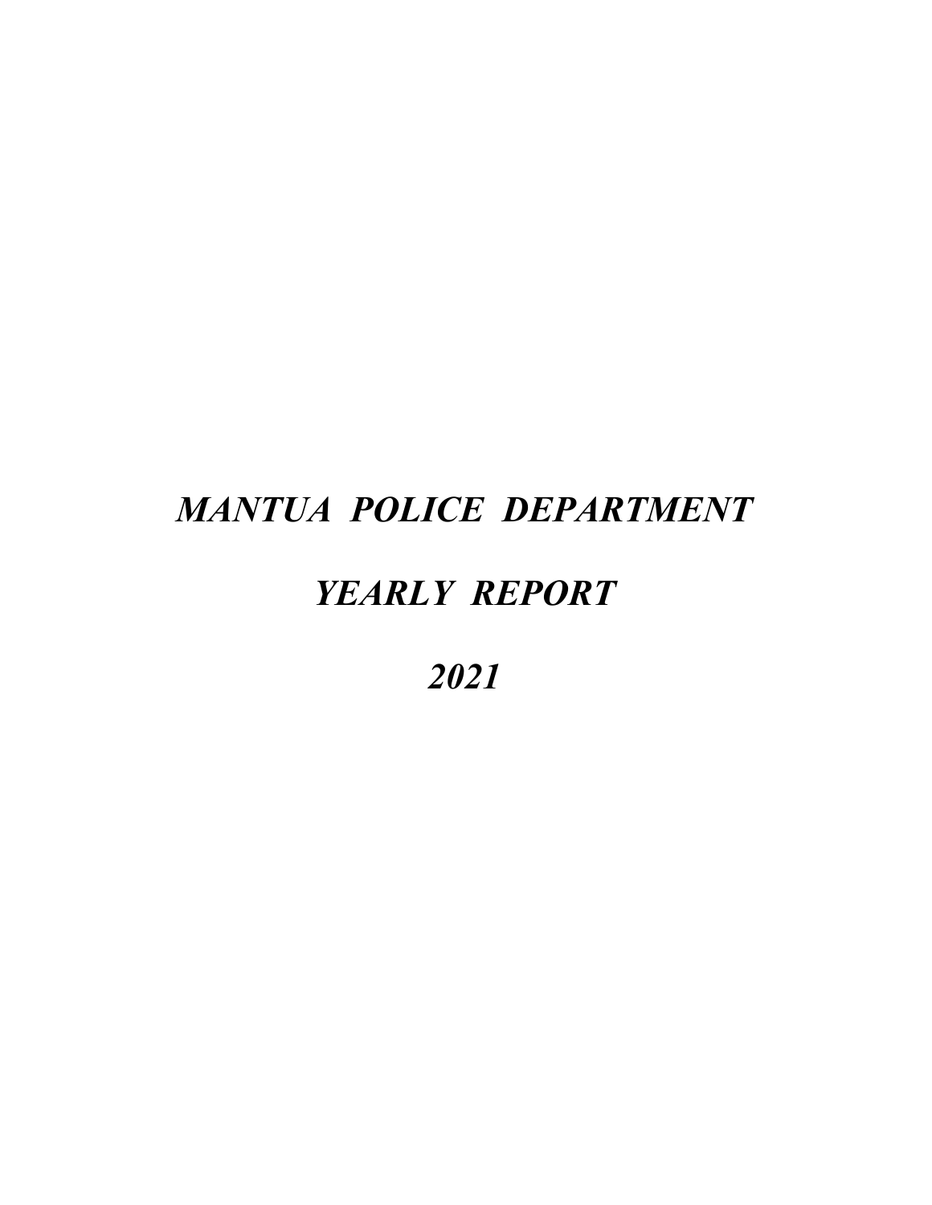# *MANTUA POLICE DEPARTMENT*

# *YEARLY REPORT*

# *2021*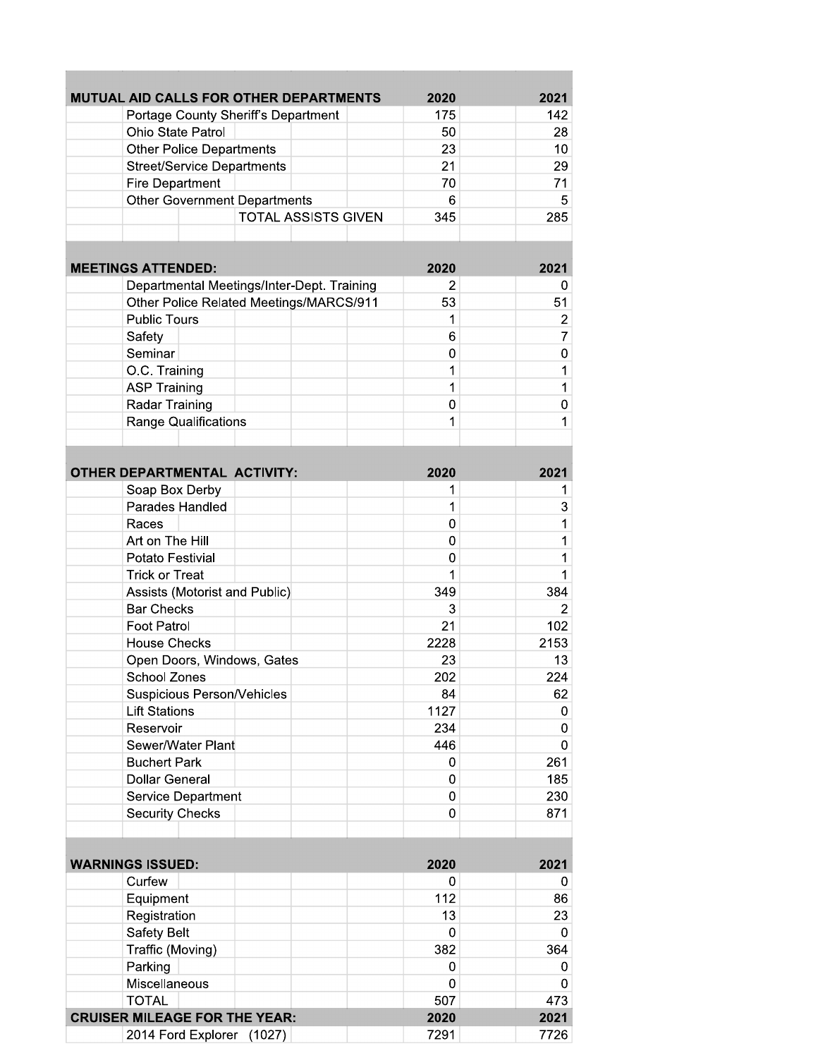| MUTUAL AID CALLS FOR OTHER DEPARTMENTS | 2020 | 2021 |
|---|---|---|
| Portage County Sheriff's Department | 175 | 142 |
| Ohio State Patrol | 50 | 28 |
| Other Police Departments | 23 | 10 |
| Street/Service Departments | 21 | 29 |
| Fire Department | 70 | 71 |
| Other Government Departments | 6 | 5 |
| TOTAL ASSISTS GIVEN | 345 | 285 |

| MEETINGS ATTENDED: | 2020 | 2021 |
|---|---|---|
| Departmental Meetings/Inter-Dept. Training | 2 | 0 |
| Other Police Related Meetings/MARCS/911 | 53 | 51 |
| Public Tours | 1 | 2 |
| Safety | 6 | 7 |
| Seminar | 0 | 0 |
| O.C. Training | 1 | 1 |
| ASP Training | 1 | 1 |
| Radar Training | 0 | 0 |
| Range Qualifications | 1 | 1 |

| OTHER DEPARTMENTAL ACTIVITY: | 2020 | 2021 |
|---|---|---|
| Soap Box Derby | 1 | 1 |
| Parades Handled | 1 | 3 |
| Races | 0 | 1 |
| Art on The Hill | 0 | 1 |
| Potato Festivial | 0 | 1 |
| Trick or Treat | 1 | 1 |
| Assists (Motorist and Public) | 349 | 384 |
| Bar Checks | 3 | 2 |
| Foot Patrol | 21 | 102 |
| House Checks | 2228 | 2153 |
| Open Doors, Windows, Gates | 23 | 13 |
| School Zones | 202 | 224 |
| Suspicious Person/Vehicles | 84 | 62 |
| Lift Stations | 1127 | 0 |
| Reservoir | 234 | 0 |
| Sewer/Water Plant | 446 | 0 |
| Buchert Park | 0 | 261 |
| Dollar General | 0 | 185 |
| Service Department | 0 | 230 |
| Security Checks | 0 | 871 |

| WARNINGS ISSUED: | 2020 | 2021 |
|---|---|---|
| Curfew | 0 | 0 |
| Equipment | 112 | 86 |
| Registration | 13 | 23 |
| Safety Belt | 0 | 0 |
| Traffic (Moving) | 382 | 364 |
| Parking | 0 | 0 |
| Miscellaneous | 0 | 0 |
| TOTAL | 507 | 473 |

| CRUISER MILEAGE FOR THE YEAR: | 2020 | 2021 |
|---|---|---|
| 2014 Ford Explorer (1027) | 7291 | 7726 |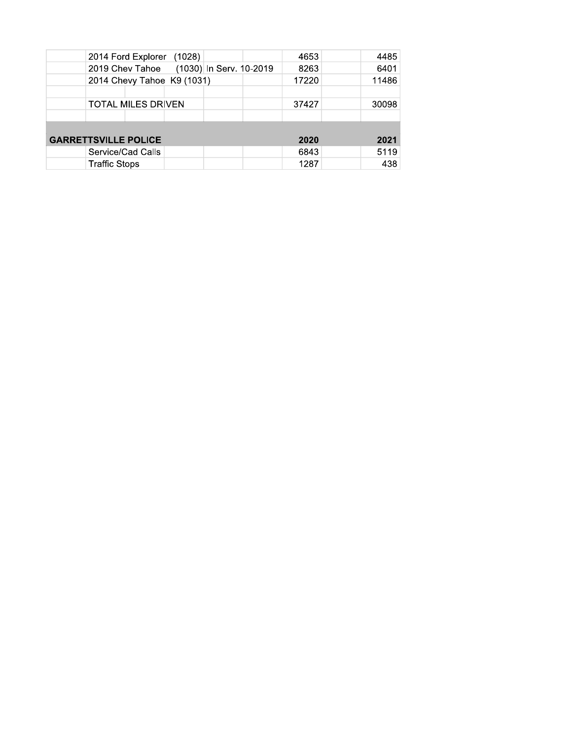| | | | | | | |
|---|---|---|---|---|---|---|
| | 2014 Ford Explorer (1028) | | | 4653 | | 4485 |
| | 2019 Chev Tahoe (1030) | In Serv. 10-2019 | | 8263 | | 6401 |
| | 2014 Chevy Tahoe K9 (1031) | | | 17220 | | 11486 |
| | | | | | | |
| | TOTAL MILES DRIVEN | | | 37427 | | 30098 |
| | | | | | | |
| **GARRETTSVILLE POLICE** | | | | **2020** | | **2021** |
| | Service/Cad Calls | | | 6843 | | 5119 |
| | Traffic Stops | | | 1287 | | 438 |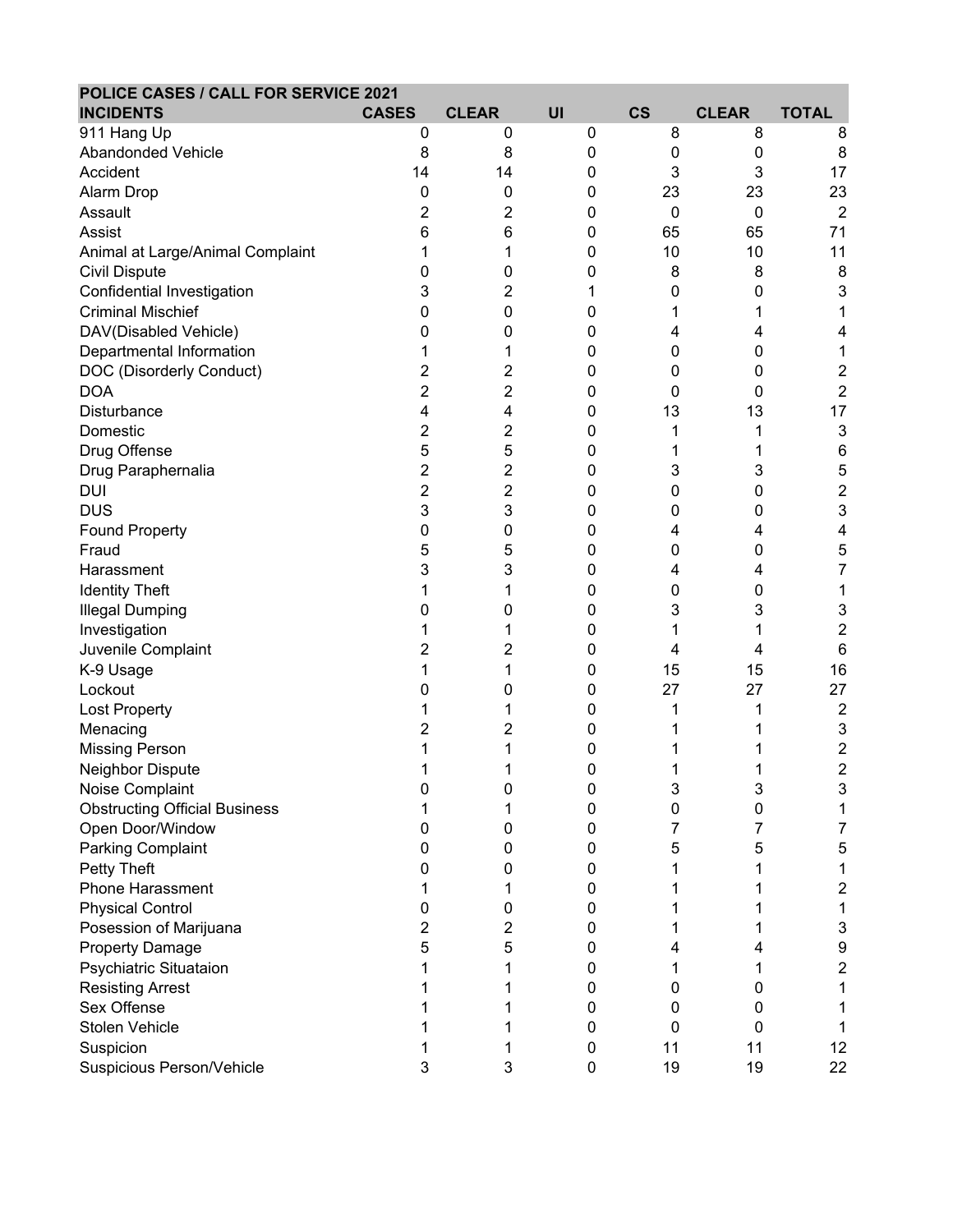| POLICE CASES / CALL FOR SERVICE 2021 | | | | | | |
|---|---|---|---|---|---|---|
| **INCIDENTS** | **CASES** | **CLEAR** | **UI** | **CS** | **CLEAR** | **TOTAL** |
| 911 Hang Up | 0 | 0 | 0 | 8 | 8 | 8 |
| Abandonded Vehicle | 8 | 8 | 0 | 0 | 0 | 8 |
| Accident | 14 | 14 | 0 | 3 | 3 | 17 |
| Alarm Drop | 0 | 0 | 0 | 23 | 23 | 23 |
| Assault | 2 | 2 | 0 | 0 | 0 | 2 |
| Assist | 6 | 6 | 0 | 65 | 65 | 71 |
| Animal at Large/Animal Complaint | 1 | 1 | 0 | 10 | 10 | 11 |
| Civil Dispute | 0 | 0 | 0 | 8 | 8 | 8 |
| Confidential Investigation | 3 | 2 | 1 | 0 | 0 | 3 |
| Criminal Mischief | 0 | 0 | 0 | 1 | 1 | 1 |
| DAV(Disabled Vehicle) | 0 | 0 | 0 | 4 | 4 | 4 |
| Departmental Information | 1 | 1 | 0 | 0 | 0 | 1 |
| DOC (Disorderly Conduct) | 2 | 2 | 0 | 0 | 0 | 2 |
| DOA | 2 | 2 | 0 | 0 | 0 | 2 |
| Disturbance | 4 | 4 | 0 | 13 | 13 | 17 |
| Domestic | 2 | 2 | 0 | 1 | 1 | 3 |
| Drug Offense | 5 | 5 | 0 | 1 | 1 | 6 |
| Drug Paraphernalia | 2 | 2 | 0 | 3 | 3 | 5 |
| DUI | 2 | 2 | 0 | 0 | 0 | 2 |
| DUS | 3 | 3 | 0 | 0 | 0 | 3 |
| Found Property | 0 | 0 | 0 | 4 | 4 | 4 |
| Fraud | 5 | 5 | 0 | 0 | 0 | 5 |
| Harassment | 3 | 3 | 0 | 4 | 4 | 7 |
| Identity Theft | 1 | 1 | 0 | 0 | 0 | 1 |
| Illegal Dumping | 0 | 0 | 0 | 3 | 3 | 3 |
| Investigation | 1 | 1 | 0 | 1 | 1 | 2 |
| Juvenile Complaint | 2 | 2 | 0 | 4 | 4 | 6 |
| K-9 Usage | 1 | 1 | 0 | 15 | 15 | 16 |
| Lockout | 0 | 0 | 0 | 27 | 27 | 27 |
| Lost Property | 1 | 1 | 0 | 1 | 1 | 2 |
| Menacing | 2 | 2 | 0 | 1 | 1 | 3 |
| Missing Person | 1 | 1 | 0 | 1 | 1 | 2 |
| Neighbor Dispute | 1 | 1 | 0 | 1 | 1 | 2 |
| Noise Complaint | 0 | 0 | 0 | 3 | 3 | 3 |
| Obstructing Official Business | 1 | 1 | 0 | 0 | 0 | 1 |
| Open Door/Window | 0 | 0 | 0 | 7 | 7 | 7 |
| Parking Complaint | 0 | 0 | 0 | 5 | 5 | 5 |
| Petty Theft | 0 | 0 | 0 | 1 | 1 | 1 |
| Phone Harassment | 1 | 1 | 0 | 1 | 1 | 2 |
| Physical Control | 0 | 0 | 0 | 1 | 1 | 1 |
| Posession of Marijuana | 2 | 2 | 0 | 1 | 1 | 3 |
| Property Damage | 5 | 5 | 0 | 4 | 4 | 9 |
| Psychiatric Situataion | 1 | 1 | 0 | 1 | 1 | 2 |
| Resisting Arrest | 1 | 1 | 0 | 0 | 0 | 1 |
| Sex Offense | 1 | 1 | 0 | 0 | 0 | 1 |
| Stolen Vehicle | 1 | 1 | 0 | 0 | 0 | 1 |
| Suspicion | 1 | 1 | 0 | 11 | 11 | 12 |
| Suspicious Person/Vehicle | 3 | 3 | 0 | 19 | 19 | 22 |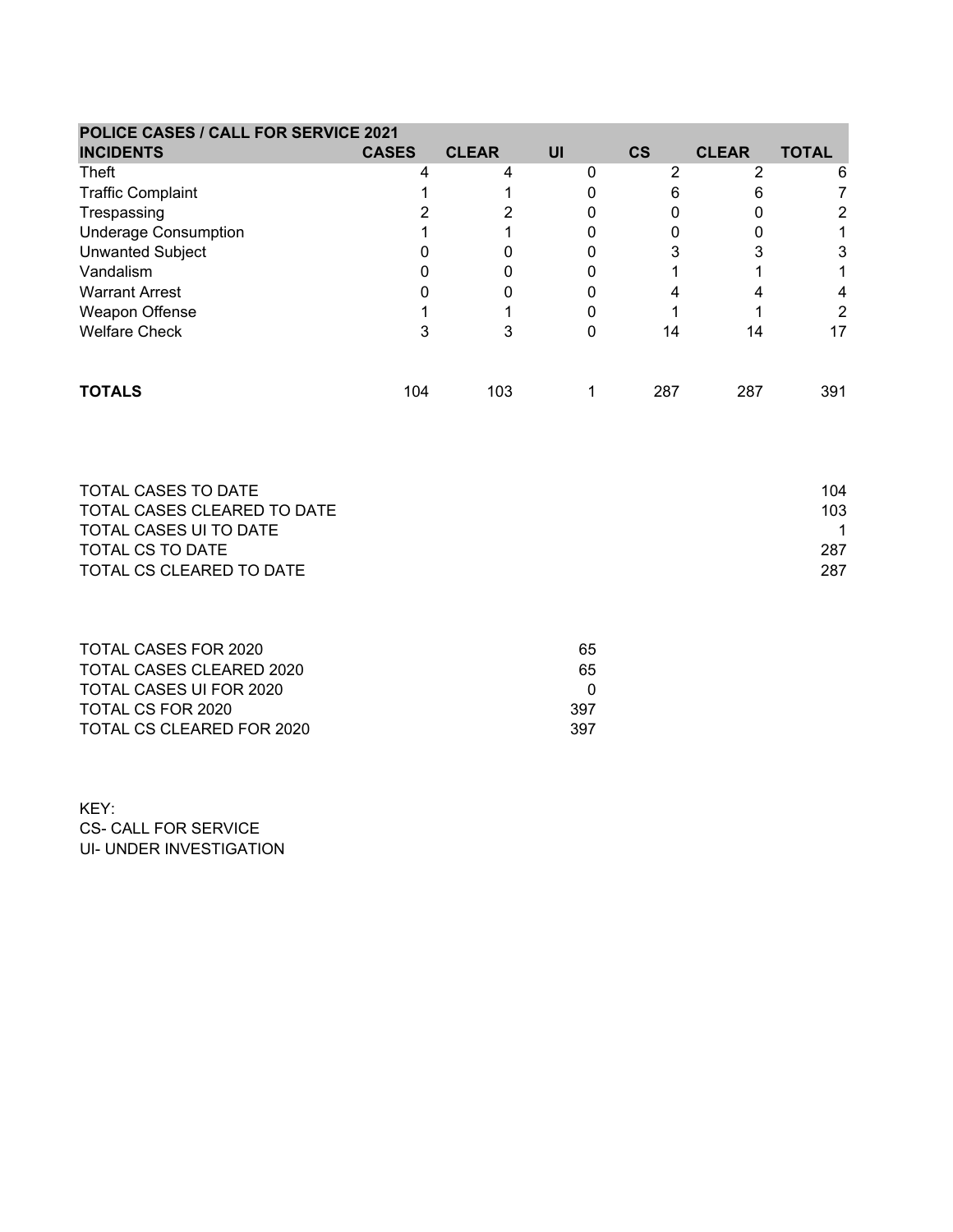| POLICE CASES / CALL FOR SERVICE 2021 | | | | | | |
|---|---|---|---|---|---|---|
| **INCIDENTS** | **CASES** | **CLEAR** | **UI** | **CS** | **CLEAR** | **TOTAL** |
| Theft | 4 | 4 | 0 | 2 | 2 | 6 |
| Traffic Complaint | 1 | 1 | 0 | 6 | 6 | 7 |
| Trespassing | 2 | 2 | 0 | 0 | 0 | 2 |
| Underage Consumption | 1 | 1 | 0 | 0 | 0 | 1 |
| Unwanted Subject | 0 | 0 | 0 | 3 | 3 | 3 |
| Vandalism | 0 | 0 | 0 | 1 | 1 | 1 |
| Warrant Arrest | 0 | 0 | 0 | 4 | 4 | 4 |
| Weapon Offense | 1 | 1 | 0 | 1 | 1 | 2 |
| Welfare Check | 3 | 3 | 0 | 14 | 14 | 17 |
| **TOTALS** | 104 | 103 | 1 | 287 | 287 | 391 |

| | |
|---|---|
| TOTAL CASES TO DATE | 104 |
| TOTAL CASES CLEARED TO DATE | 103 |
| TOTAL CASES UI TO DATE | 1 |
| TOTAL CS TO DATE | 287 |
| TOTAL CS CLEARED TO DATE | 287 |

| | |
|---|---|
| TOTAL CASES FOR 2020 | 65 |
| TOTAL CASES CLEARED 2020 | 65 |
| TOTAL CASES UI FOR 2020 | 0 |
| TOTAL CS FOR 2020 | 397 |
| TOTAL CS CLEARED FOR 2020 | 397 |

KEY:
CS- CALL FOR SERVICE
UI- UNDER INVESTIGATION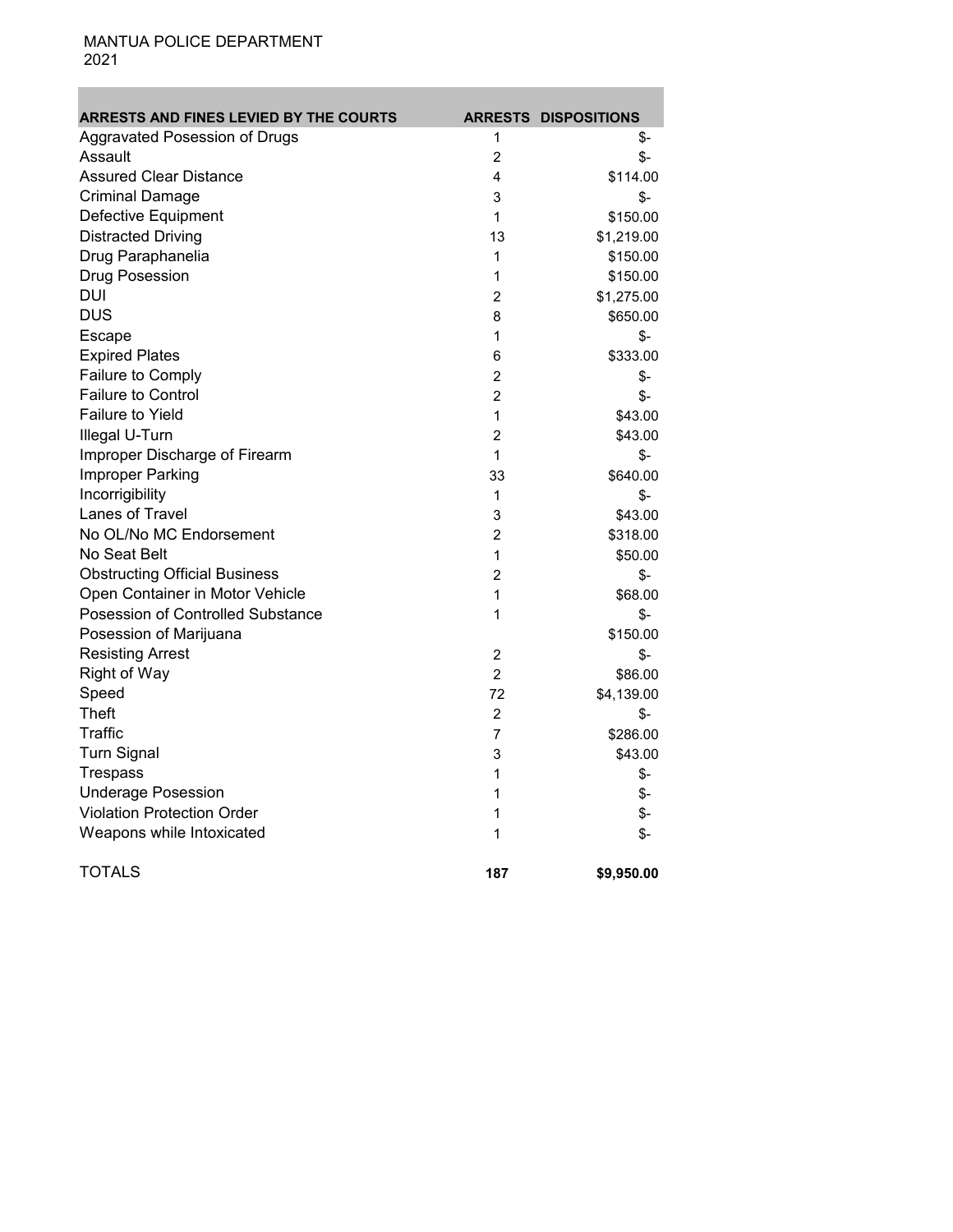MANTUA POLICE DEPARTMENT
2021

| ARRESTS AND FINES LEVIED BY THE COURTS | ARRESTS | DISPOSITIONS |
|---|---|---|
| Aggravated Posession of Drugs | 1 | $- |
| Assault | 2 | $- |
| Assured Clear Distance | 4 | $114.00 |
| Criminal Damage | 3 | $- |
| Defective Equipment | 1 | $150.00 |
| Distracted Driving | 13 | $1,219.00 |
| Drug Paraphanelia | 1 | $150.00 |
| Drug Posession | 1 | $150.00 |
| DUI | 2 | $1,275.00 |
| DUS | 8 | $650.00 |
| Escape | 1 | $- |
| Expired Plates | 6 | $333.00 |
| Failure to Comply | 2 | $- |
| Failure to Control | 2 | $- |
| Failure to Yield | 1 | $43.00 |
| Illegal U-Turn | 2 | $43.00 |
| Improper Discharge of Firearm | 1 | $- |
| Improper Parking | 33 | $640.00 |
| Incorrigibility | 1 | $- |
| Lanes of Travel | 3 | $43.00 |
| No OL/No MC Endorsement | 2 | $318.00 |
| No Seat Belt | 1 | $50.00 |
| Obstructing Official Business | 2 | $- |
| Open Container in Motor Vehicle | 1 | $68.00 |
| Posession of Controlled Substance | 1 | $- |
| Posession of Marijuana | | $150.00 |
| Resisting Arrest | 2 | $- |
| Right of Way | 2 | $86.00 |
| Speed | 72 | $4,139.00 |
| Theft | 2 | $- |
| Traffic | 7 | $286.00 |
| Turn Signal | 3 | $43.00 |
| Trespass | 1 | $- |
| Underage Posession | 1 | $- |
| Violation Protection Order | 1 | $- |
| Weapons while Intoxicated | 1 | $- |
| TOTALS | **187** | **$9,950.00** |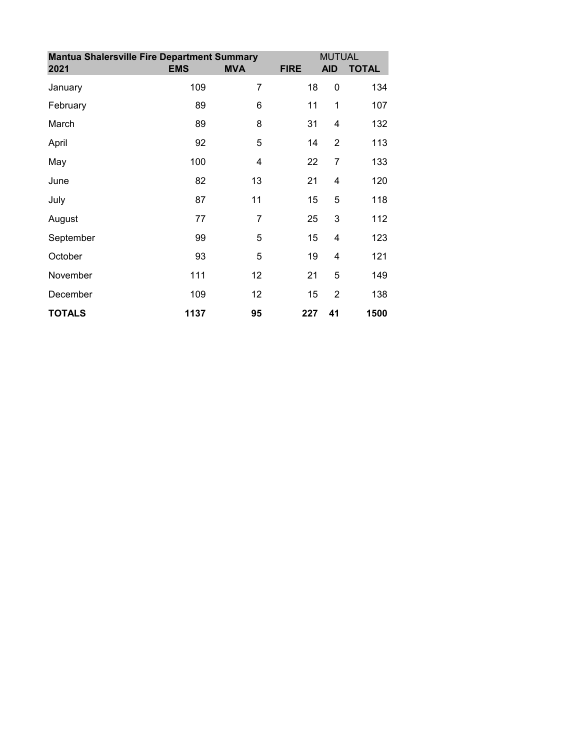| Mantua Shalersville Fire Department Summary | | | | MUTUAL | |
|---|---|---|---|---|---|
| **2021** | **EMS** | **MVA** | **FIRE** | **AID** | **TOTAL** |
| January | 109 | 7 | 18 | 0 | 134 |
| February | 89 | 6 | 11 | 1 | 107 |
| March | 89 | 8 | 31 | 4 | 132 |
| April | 92 | 5 | 14 | 2 | 113 |
| May | 100 | 4 | 22 | 7 | 133 |
| June | 82 | 13 | 21 | 4 | 120 |
| July | 87 | 11 | 15 | 5 | 118 |
| August | 77 | 7 | 25 | 3 | 112 |
| September | 99 | 5 | 15 | 4 | 123 |
| October | 93 | 5 | 19 | 4 | 121 |
| November | 111 | 12 | 21 | 5 | 149 |
| December | 109 | 12 | 15 | 2 | 138 |
| **TOTALS** | **1137** | **95** | **227** | **41** | **1500** |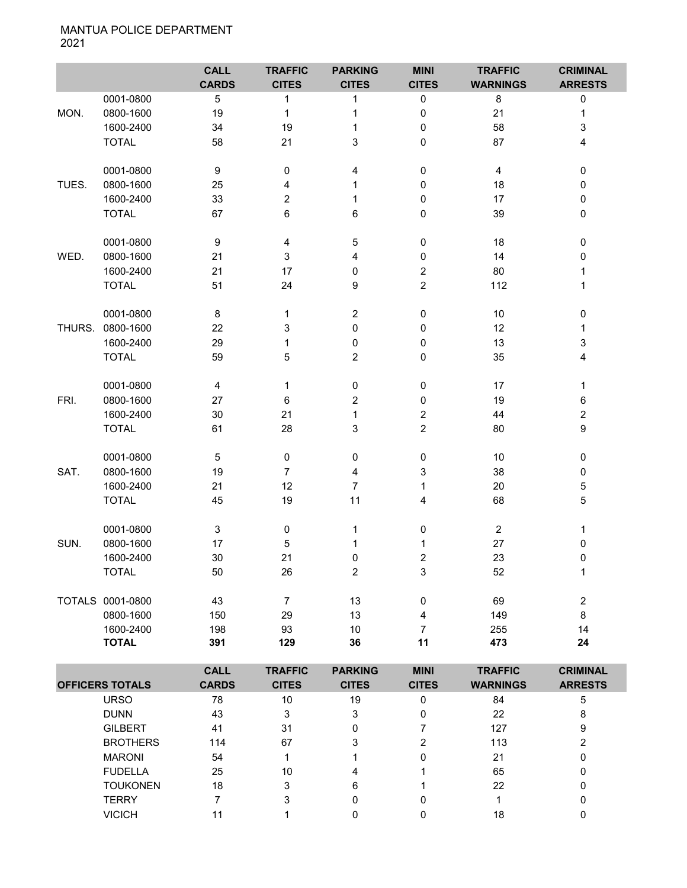MANTUA POLICE DEPARTMENT
2021

| | | CALL CARDS | TRAFFIC CITES | PARKING CITES | MINI CITES | TRAFFIC WARNINGS | CRIMINAL ARRESTS |
|---|---|---|---|---|---|---|---|
| | 0001-0800 | 5 | 1 | 1 | 0 | 8 | 0 |
| MON. | 0800-1600 | 19 | 1 | 1 | 0 | 21 | 1 |
| | 1600-2400 | 34 | 19 | 1 | 0 | 58 | 3 |
| | TOTAL | 58 | 21 | 3 | 0 | 87 | 4 |
| | 0001-0800 | 9 | 0 | 4 | 0 | 4 | 0 |
| TUES. | 0800-1600 | 25 | 4 | 1 | 0 | 18 | 0 |
| | 1600-2400 | 33 | 2 | 1 | 0 | 17 | 0 |
| | TOTAL | 67 | 6 | 6 | 0 | 39 | 0 |
| | 0001-0800 | 9 | 4 | 5 | 0 | 18 | 0 |
| WED. | 0800-1600 | 21 | 3 | 4 | 0 | 14 | 0 |
| | 1600-2400 | 21 | 17 | 0 | 2 | 80 | 1 |
| | TOTAL | 51 | 24 | 9 | 2 | 112 | 1 |
| | 0001-0800 | 8 | 1 | 2 | 0 | 10 | 0 |
| THURS. | 0800-1600 | 22 | 3 | 0 | 0 | 12 | 1 |
| | 1600-2400 | 29 | 1 | 0 | 0 | 13 | 3 |
| | TOTAL | 59 | 5 | 2 | 0 | 35 | 4 |
| | 0001-0800 | 4 | 1 | 0 | 0 | 17 | 1 |
| FRI. | 0800-1600 | 27 | 6 | 2 | 0 | 19 | 6 |
| | 1600-2400 | 30 | 21 | 1 | 2 | 44 | 2 |
| | TOTAL | 61 | 28 | 3 | 2 | 80 | 9 |
| | 0001-0800 | 5 | 0 | 0 | 0 | 10 | 0 |
| SAT. | 0800-1600 | 19 | 7 | 4 | 3 | 38 | 0 |
| | 1600-2400 | 21 | 12 | 7 | 1 | 20 | 5 |
| | TOTAL | 45 | 19 | 11 | 4 | 68 | 5 |
| | 0001-0800 | 3 | 0 | 1 | 0 | 2 | 1 |
| SUN. | 0800-1600 | 17 | 5 | 1 | 1 | 27 | 0 |
| | 1600-2400 | 30 | 21 | 0 | 2 | 23 | 0 |
| | TOTAL | 50 | 26 | 2 | 3 | 52 | 1 |
| TOTALS | 0001-0800 | 43 | 7 | 13 | 0 | 69 | 2 |
| | 0800-1600 | 150 | 29 | 13 | 4 | 149 | 8 |
| | 1600-2400 | 198 | 93 | 10 | 7 | 255 | 14 |
| | **TOTAL** | **391** | **129** | **36** | **11** | **473** | **24** |

| OFFICERS TOTALS | CALL CARDS | TRAFFIC CITES | PARKING CITES | MINI CITES | TRAFFIC WARNINGS | CRIMINAL ARRESTS |
|---|---|---|---|---|---|---|
| URSO | 78 | 10 | 19 | 0 | 84 | 5 |
| DUNN | 43 | 3 | 3 | 0 | 22 | 8 |
| GILBERT | 41 | 31 | 0 | 7 | 127 | 9 |
| BROTHERS | 114 | 67 | 3 | 2 | 113 | 2 |
| MARONI | 54 | 1 | 1 | 0 | 21 | 0 |
| FUDELLA | 25 | 10 | 4 | 1 | 65 | 0 |
| TOUKONEN | 18 | 3 | 6 | 1 | 22 | 0 |
| TERRY | 7 | 3 | 0 | 0 | 1 | 0 |
| VICICH | 11 | 1 | 0 | 0 | 18 | 0 |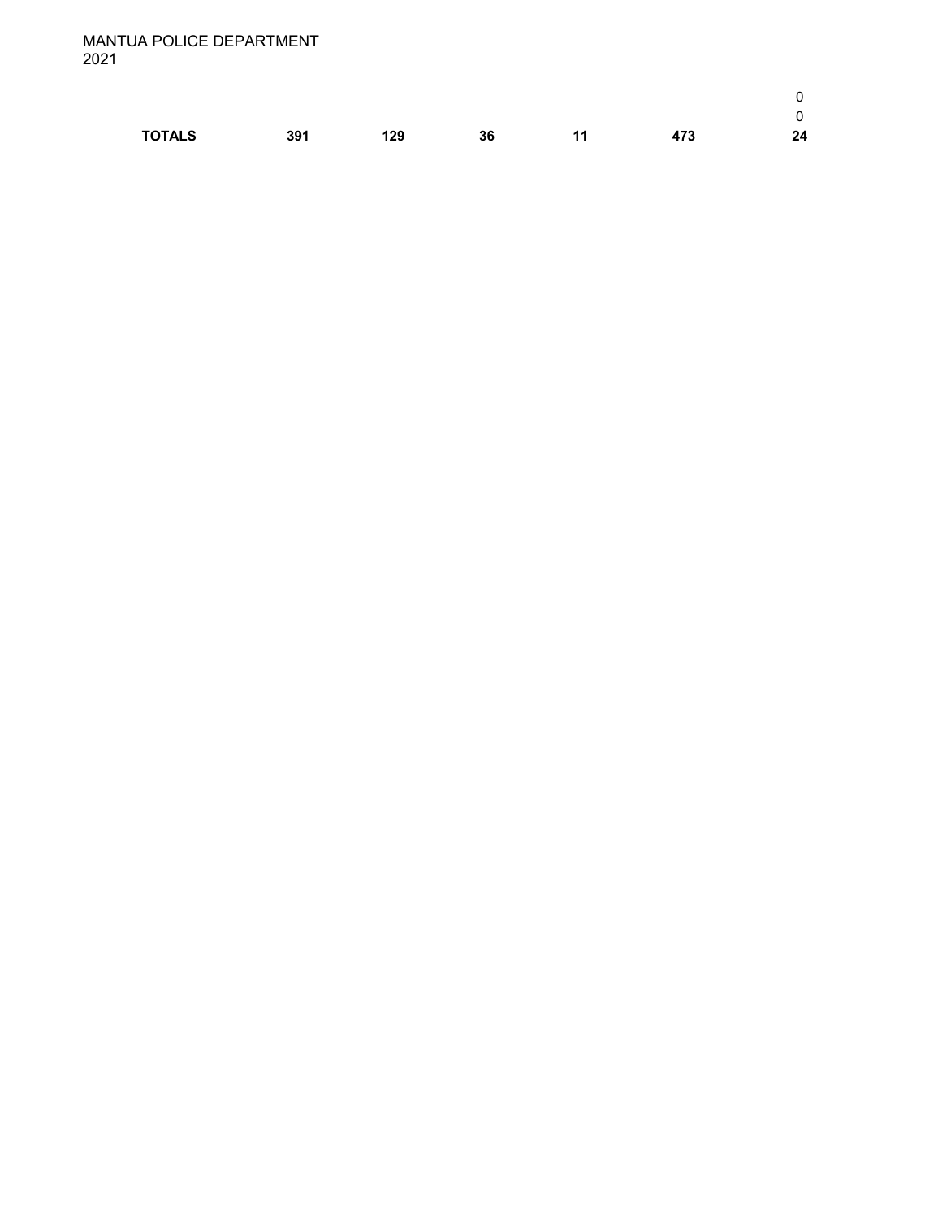MANTUA POLICE DEPARTMENT
2021

| | | | | | | |
|---|---|---|---|---|---|---|
| | | | | | | 0 |
| | | | | | | 0 |
| **TOTALS** | **391** | **129** | **36** | **11** | **473** | **24** |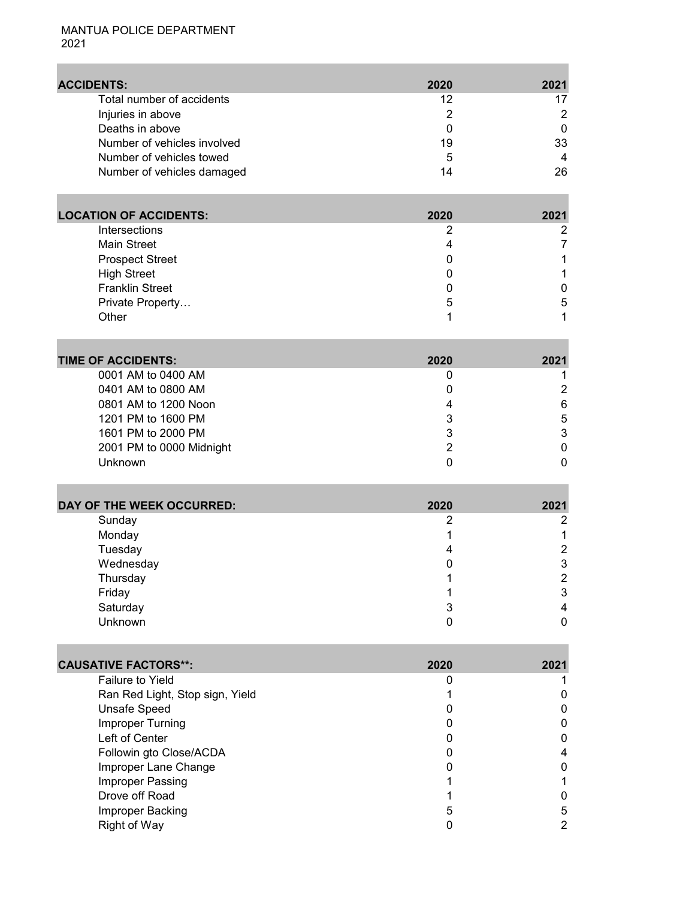MANTUA POLICE DEPARTMENT
2021

| ACCIDENTS: | 2020 | 2021 |
|---|---|---|
| Total number of accidents | 12 | 17 |
| Injuries in above | 2 | 2 |
| Deaths in above | 0 | 0 |
| Number of vehicles involved | 19 | 33 |
| Number of vehicles towed | 5 | 4 |
| Number of vehicles damaged | 14 | 26 |

| LOCATION OF ACCIDENTS: | 2020 | 2021 |
|---|---|---|
| Intersections | 2 | 2 |
| Main Street | 4 | 7 |
| Prospect Street | 0 | 1 |
| High Street | 0 | 1 |
| Franklin Street | 0 | 0 |
| Private Property… | 5 | 5 |
| Other | 1 | 1 |

| TIME OF ACCIDENTS: | 2020 | 2021 |
|---|---|---|
| 0001 AM to 0400 AM | 0 | 1 |
| 0401 AM to 0800 AM | 0 | 2 |
| 0801 AM to 1200 Noon | 4 | 6 |
| 1201 PM to 1600 PM | 3 | 5 |
| 1601 PM to 2000 PM | 3 | 3 |
| 2001 PM to 0000 Midnight | 2 | 0 |
| Unknown | 0 | 0 |

| DAY OF THE WEEK OCCURRED: | 2020 | 2021 |
|---|---|---|
| Sunday | 2 | 2 |
| Monday | 1 | 1 |
| Tuesday | 4 | 2 |
| Wednesday | 0 | 3 |
| Thursday | 1 | 2 |
| Friday | 1 | 3 |
| Saturday | 3 | 4 |
| Unknown | 0 | 0 |

| CAUSATIVE FACTORS**: | 2020 | 2021 |
|---|---|---|
| Failure to Yield | 0 | 1 |
| Ran Red Light, Stop sign, Yield | 1 | 0 |
| Unsafe Speed | 0 | 0 |
| Improper Turning | 0 | 0 |
| Left of Center | 0 | 0 |
| Followin gto Close/ACDA | 0 | 4 |
| Improper Lane Change | 0 | 0 |
| Improper Passing | 1 | 1 |
| Drove off Road | 1 | 0 |
| Improper Backing | 5 | 5 |
| Right of Way | 0 | 2 |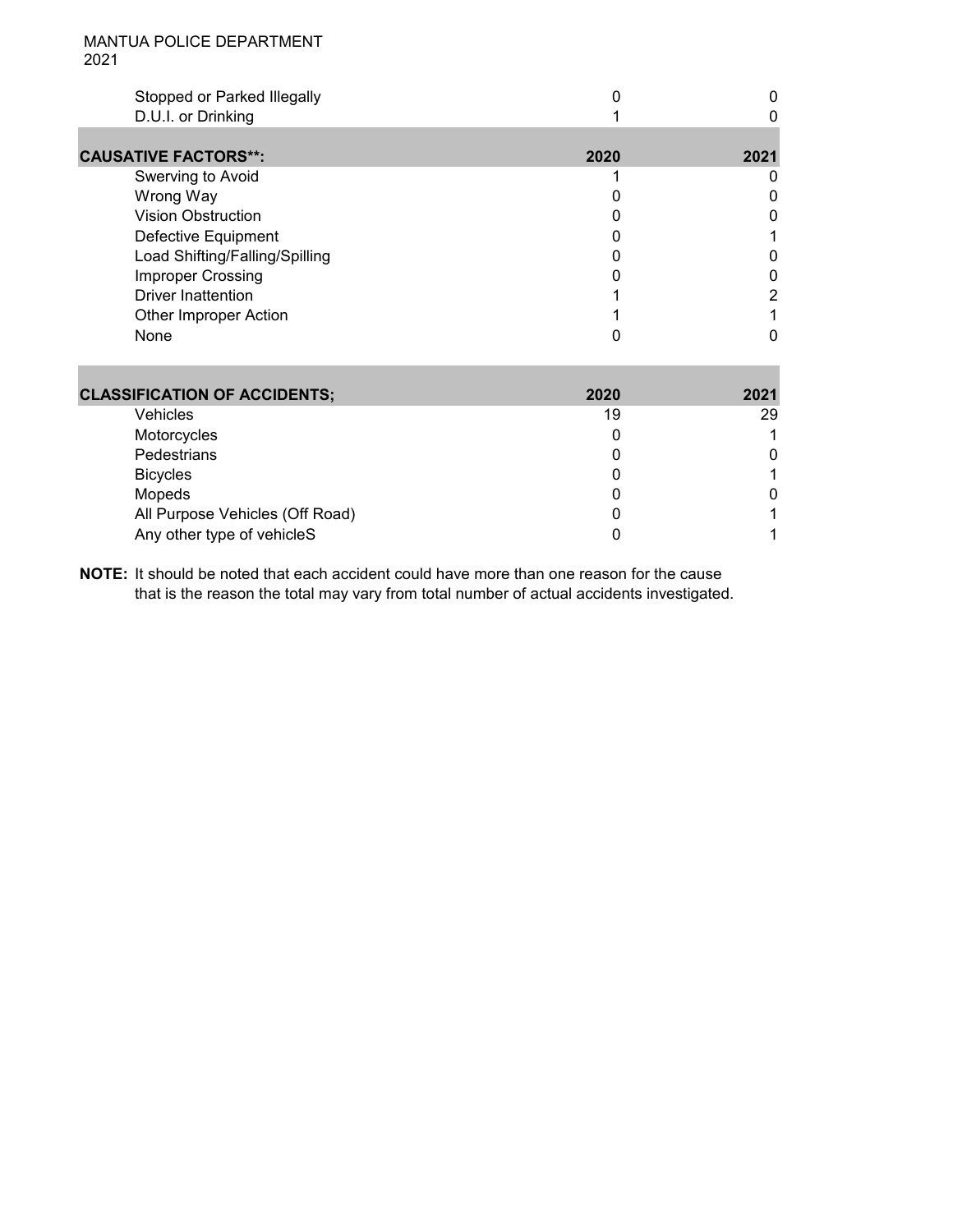MANTUA POLICE DEPARTMENT
2021

| | | |
|---|---|---|
| Stopped or Parked Illegally | 0 | 0 |
| D.U.I. or Drinking | 1 | 0 |

| **CAUSATIVE FACTORS**:** | **2020** | **2021** |
|---|---|---|
| Swerving to Avoid | 1 | 0 |
| Wrong Way | 0 | 0 |
| Vision Obstruction | 0 | 0 |
| Defective Equipment | 0 | 1 |
| Load Shifting/Falling/Spilling | 0 | 0 |
| Improper Crossing | 0 | 0 |
| Driver Inattention | 1 | 2 |
| Other Improper Action | 1 | 1 |
| None | 0 | 0 |

| **CLASSIFICATION OF ACCIDENTS;** | **2020** | **2021** |
|---|---|---|
| Vehicles | 19 | 29 |
| Motorcycles | 0 | 1 |
| Pedestrians | 0 | 0 |
| Bicycles | 0 | 1 |
| Mopeds | 0 | 0 |
| All Purpose Vehicles (Off Road) | 0 | 1 |
| Any other type of vehicleS | 0 | 1 |

**NOTE:** It should be noted that each accident could have more than one reason for the cause that is the reason the total may vary from total number of actual accidents investigated.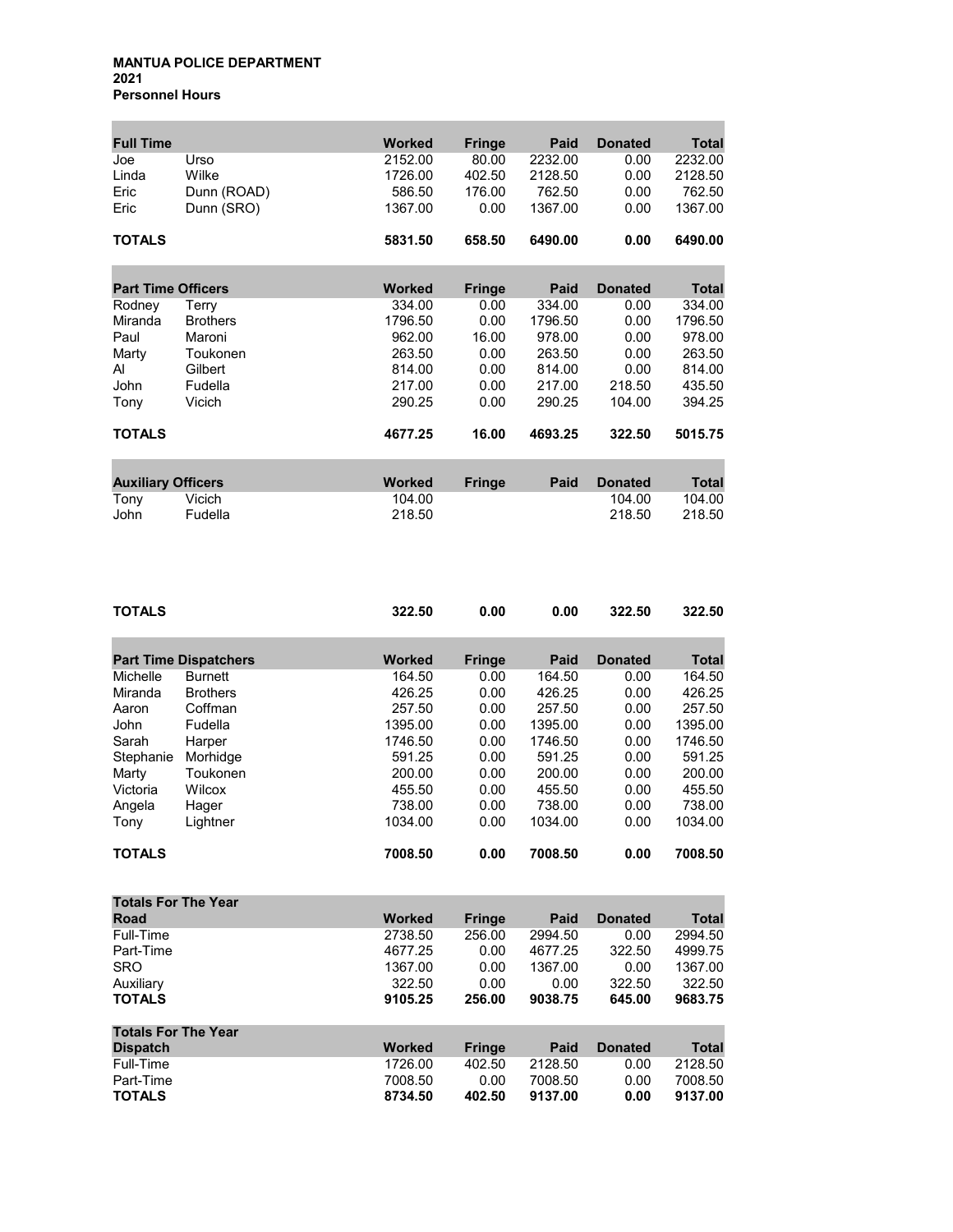**MANTUA POLICE DEPARTMENT**
**2021**
**Personnel Hours**

| Full Time | | Worked | Fringe | Paid | Donated | Total |
|---|---|---|---|---|---|---|
| Joe | Urso | 2152.00 | 80.00 | 2232.00 | 0.00 | 2232.00 |
| Linda | Wilke | 1726.00 | 402.50 | 2128.50 | 0.00 | 2128.50 |
| Eric | Dunn (ROAD) | 586.50 | 176.00 | 762.50 | 0.00 | 762.50 |
| Eric | Dunn (SRO) | 1367.00 | 0.00 | 1367.00 | 0.00 | 1367.00 |
| **TOTALS** | | **5831.50** | **658.50** | **6490.00** | **0.00** | **6490.00** |

| Part Time Officers | | Worked | Fringe | Paid | Donated | Total |
|---|---|---|---|---|---|---|
| Rodney | Terry | 334.00 | 0.00 | 334.00 | 0.00 | 334.00 |
| Miranda | Brothers | 1796.50 | 0.00 | 1796.50 | 0.00 | 1796.50 |
| Paul | Maroni | 962.00 | 16.00 | 978.00 | 0.00 | 978.00 |
| Marty | Toukonen | 263.50 | 0.00 | 263.50 | 0.00 | 263.50 |
| Al | Gilbert | 814.00 | 0.00 | 814.00 | 0.00 | 814.00 |
| John | Fudella | 217.00 | 0.00 | 217.00 | 218.50 | 435.50 |
| Tony | Vicich | 290.25 | 0.00 | 290.25 | 104.00 | 394.25 |
| **TOTALS** | | **4677.25** | **16.00** | **4693.25** | **322.50** | **5015.75** |

| Auxiliary Officers | | Worked | Fringe | Paid | Donated | Total |
|---|---|---|---|---|---|---|
| Tony | Vicich | 104.00 | | | 104.00 | 104.00 |
| John | Fudella | 218.50 | | | 218.50 | 218.50 |
| **TOTALS** | | **322.50** | **0.00** | **0.00** | **322.50** | **322.50** |

| Part Time Dispatchers | | Worked | Fringe | Paid | Donated | Total |
|---|---|---|---|---|---|---|
| Michelle | Burnett | 164.50 | 0.00 | 164.50 | 0.00 | 164.50 |
| Miranda | Brothers | 426.25 | 0.00 | 426.25 | 0.00 | 426.25 |
| Aaron | Coffman | 257.50 | 0.00 | 257.50 | 0.00 | 257.50 |
| John | Fudella | 1395.00 | 0.00 | 1395.00 | 0.00 | 1395.00 |
| Sarah | Harper | 1746.50 | 0.00 | 1746.50 | 0.00 | 1746.50 |
| Stephanie | Morhidge | 591.25 | 0.00 | 591.25 | 0.00 | 591.25 |
| Marty | Toukonen | 200.00 | 0.00 | 200.00 | 0.00 | 200.00 |
| Victoria | Wilcox | 455.50 | 0.00 | 455.50 | 0.00 | 455.50 |
| Angela | Hager | 738.00 | 0.00 | 738.00 | 0.00 | 738.00 |
| Tony | Lightner | 1034.00 | 0.00 | 1034.00 | 0.00 | 1034.00 |
| **TOTALS** | | **7008.50** | **0.00** | **7008.50** | **0.00** | **7008.50** |

| Totals For The Year Road | Worked | Fringe | Paid | Donated | Total |
|---|---|---|---|---|---|
| Full-Time | 2738.50 | 256.00 | 2994.50 | 0.00 | 2994.50 |
| Part-Time | 4677.25 | 0.00 | 4677.25 | 322.50 | 4999.75 |
| SRO | 1367.00 | 0.00 | 1367.00 | 0.00 | 1367.00 |
| Auxiliary | 322.50 | 0.00 | 0.00 | 322.50 | 322.50 |
| **TOTALS** | **9105.25** | **256.00** | **9038.75** | **645.00** | **9683.75** |

| Totals For The Year Dispatch | Worked | Fringe | Paid | Donated | Total |
|---|---|---|---|---|---|
| Full-Time | 1726.00 | 402.50 | 2128.50 | 0.00 | 2128.50 |
| Part-Time | 7008.50 | 0.00 | 7008.50 | 0.00 | 7008.50 |
| **TOTALS** | **8734.50** | **402.50** | **9137.00** | **0.00** | **9137.00** |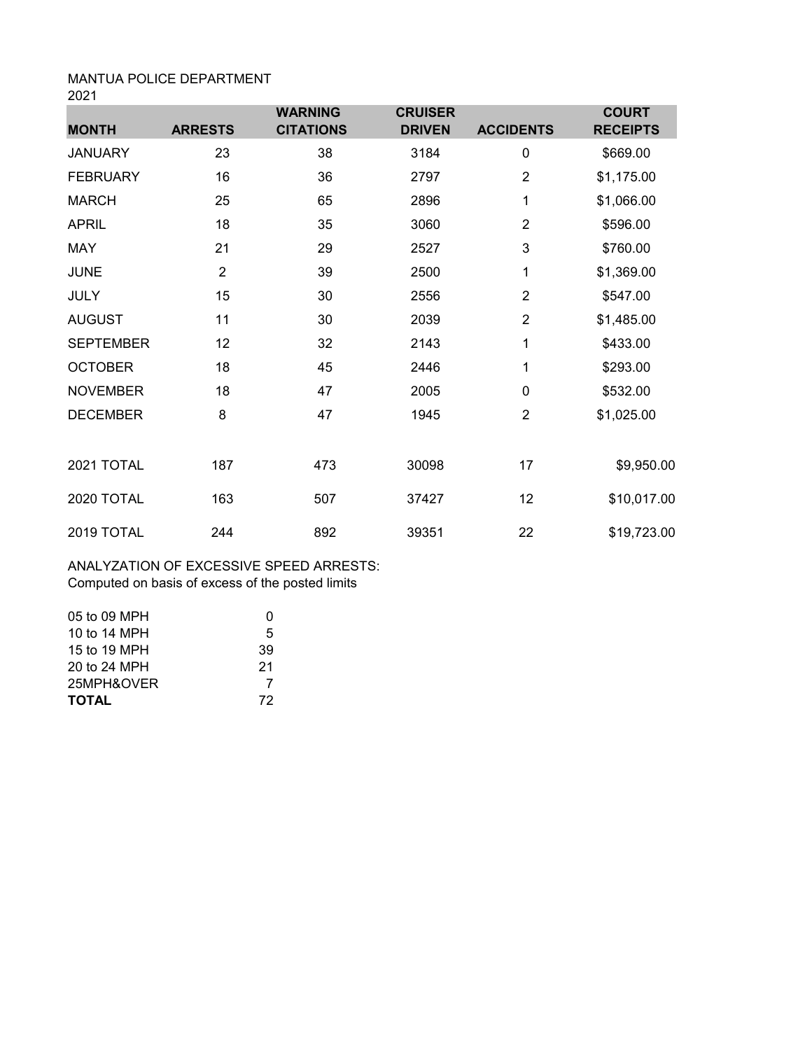MANTUA POLICE DEPARTMENT

2021

| MONTH | ARRESTS | WARNING CITATIONS | CRUISER DRIVEN | ACCIDENTS | COURT RECEIPTS |
|---|---|---|---|---|---|
| JANUARY | 23 | 38 | 3184 | 0 | $669.00 |
| FEBRUARY | 16 | 36 | 2797 | 2 | $1,175.00 |
| MARCH | 25 | 65 | 2896 | 1 | $1,066.00 |
| APRIL | 18 | 35 | 3060 | 2 | $596.00 |
| MAY | 21 | 29 | 2527 | 3 | $760.00 |
| JUNE | 2 | 39 | 2500 | 1 | $1,369.00 |
| JULY | 15 | 30 | 2556 | 2 | $547.00 |
| AUGUST | 11 | 30 | 2039 | 2 | $1,485.00 |
| SEPTEMBER | 12 | 32 | 2143 | 1 | $433.00 |
| OCTOBER | 18 | 45 | 2446 | 1 | $293.00 |
| NOVEMBER | 18 | 47 | 2005 | 0 | $532.00 |
| DECEMBER | 8 | 47 | 1945 | 2 | $1,025.00 |
| 2021 TOTAL | 187 | 473 | 30098 | 17 | $9,950.00 |
| 2020 TOTAL | 163 | 507 | 37427 | 12 | $10,017.00 |
| 2019 TOTAL | 244 | 892 | 39351 | 22 | $19,723.00 |

ANALYZATION OF EXCESSIVE SPEED ARRESTS:
Computed on basis of excess of the posted limits

| | |
|---|---|
| 05 to 09 MPH | 0 |
| 10 to 14 MPH | 5 |
| 15 to 19 MPH | 39 |
| 20 to 24 MPH | 21 |
| 25MPH&OVER | 7 |
| **TOTAL** | 72 |